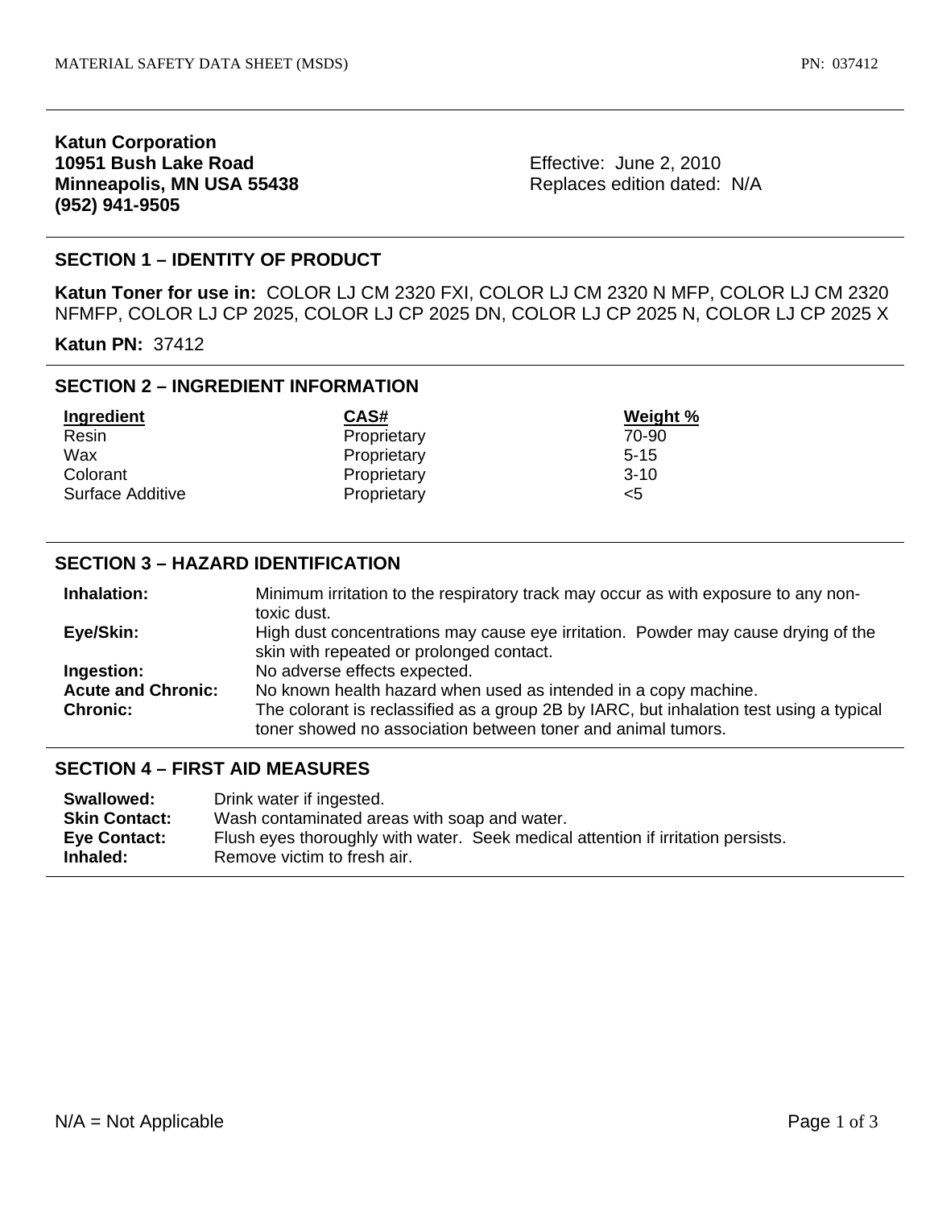**Katun Corporation**
**10951 Bush Lake Road**
**Minneapolis, MN USA 55438**
**(952) 941-9505**

Effective: June 2, 2010
Replaces edition dated: N/A

## SECTION 1 – IDENTITY OF PRODUCT

**Katun Toner for use in:** COLOR LJ CM 2320 FXI, COLOR LJ CM 2320 N MFP, COLOR LJ CM 2320 NFMFP, COLOR LJ CP 2025, COLOR LJ CP 2025 DN, COLOR LJ CP 2025 N, COLOR LJ CP 2025 X

**Katun PN:** 37412

## SECTION 2 – INGREDIENT INFORMATION

| Ingredient | CAS# | Weight % |
|---|---|---|
| Resin | Proprietary | 70-90 |
| Wax | Proprietary | 5-15 |
| Colorant | Proprietary | 3-10 |
| Surface Additive | Proprietary | <5 |

## SECTION 3 – HAZARD IDENTIFICATION

| | |
|---|---|
| **Inhalation:** | Minimum irritation to the respiratory track may occur as with exposure to any non-toxic dust. |
| **Eye/Skin:** | High dust concentrations may cause eye irritation. Powder may cause drying of the skin with repeated or prolonged contact. |
| **Ingestion:** | No adverse effects expected. |
| **Acute and Chronic:** | No known health hazard when used as intended in a copy machine. |
| **Chronic:** | The colorant is reclassified as a group 2B by IARC, but inhalation test using a typical toner showed no association between toner and animal tumors. |

## SECTION 4 – FIRST AID MEASURES

| | |
|---|---|
| **Swallowed:** | Drink water if ingested. |
| **Skin Contact:** | Wash contaminated areas with soap and water. |
| **Eye Contact:** | Flush eyes thoroughly with water. Seek medical attention if irritation persists. |
| **Inhaled:** | Remove victim to fresh air. |

N/A = Not Applicable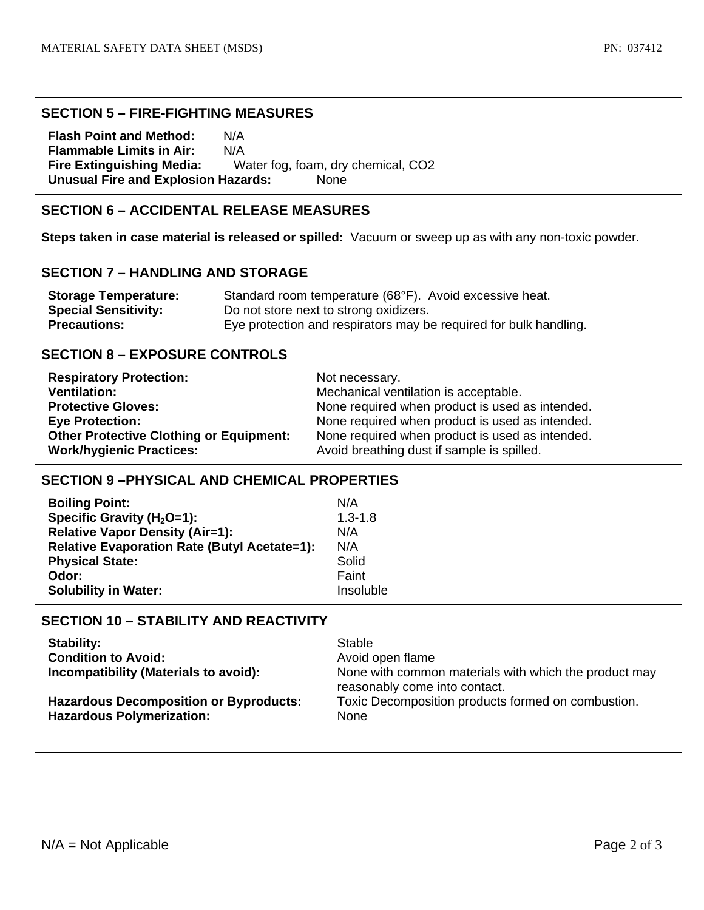## SECTION 5 – FIRE-FIGHTING MEASURES

**Flash Point and Method:** N/A
**Flammable Limits in Air:** N/A
**Fire Extinguishing Media:** Water fog, foam, dry chemical, $CO_2$
**Unusual Fire and Explosion Hazards:** None

## SECTION 6 – ACCIDENTAL RELEASE MEASURES

**Steps taken in case material is released or spilled:** Vacuum or sweep up as with any non-toxic powder.

## SECTION 7 – HANDLING AND STORAGE

| | |
|---|---|
| **Storage Temperature:** | Standard room temperature (68°F). Avoid excessive heat. |
| **Special Sensitivity:** | Do not store next to strong oxidizers. |
| **Precautions:** | Eye protection and respirators may be required for bulk handling. |

## SECTION 8 – EXPOSURE CONTROLS

| | |
|---|---|
| **Respiratory Protection:** | Not necessary. |
| **Ventilation:** | Mechanical ventilation is acceptable. |
| **Protective Gloves:** | None required when product is used as intended. |
| **Eye Protection:** | None required when product is used as intended. |
| **Other Protective Clothing or Equipment:** | None required when product is used as intended. |
| **Work/hygienic Practices:** | Avoid breathing dust if sample is spilled. |

## SECTION 9 –PHYSICAL AND CHEMICAL PROPERTIES

| | |
|---|---|
| **Boiling Point:** | N/A |
| **Specific Gravity ($H_2O$=1):** | 1.3-1.8 |
| **Relative Vapor Density (Air=1):** | N/A |
| **Relative Evaporation Rate (Butyl Acetate=1):** | N/A |
| **Physical State:** | Solid |
| **Odor:** | Faint |
| **Solubility in Water:** | Insoluble |

## SECTION 10 – STABILITY AND REACTIVITY

| | |
|---|---|
| **Stability:** | Stable |
| **Condition to Avoid:** | Avoid open flame |
| **Incompatibility (Materials to avoid):** | None with common materials with which the product may reasonably come into contact. |
| **Hazardous Decomposition or Byproducts:** | Toxic Decomposition products formed on combustion. |
| **Hazardous Polymerization:** | None |

N/A = Not Applicable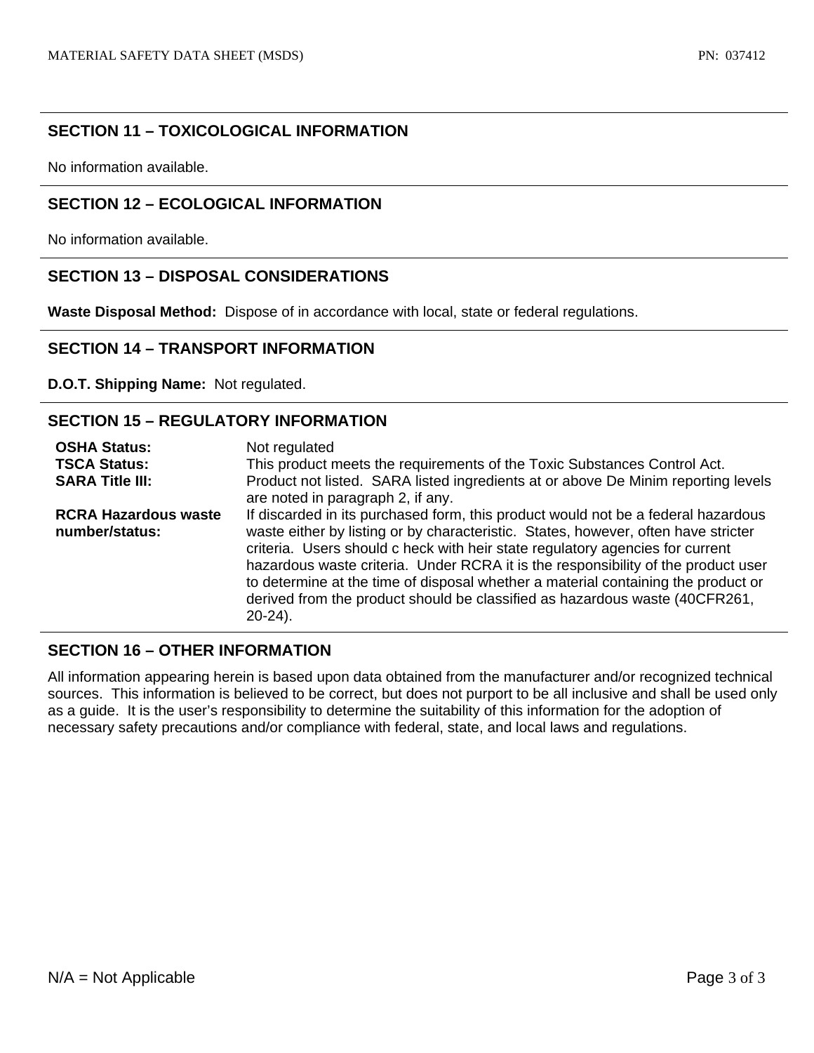## SECTION 11 – TOXICOLOGICAL INFORMATION

No information available.

## SECTION 12 – ECOLOGICAL INFORMATION

No information available.

## SECTION 13 – DISPOSAL CONSIDERATIONS

**Waste Disposal Method:** Dispose of in accordance with local, state or federal regulations.

## SECTION 14 – TRANSPORT INFORMATION

**D.O.T. Shipping Name:** Not regulated.

## SECTION 15 – REGULATORY INFORMATION

| | |
|---|---|
| **OSHA Status:** | Not regulated |
| **TSCA Status:** | This product meets the requirements of the Toxic Substances Control Act. |
| **SARA Title III:** | Product not listed. SARA listed ingredients at or above De Minim reporting levels are noted in paragraph 2, if any. |
| **RCRA Hazardous waste number/status:** | If discarded in its purchased form, this product would not be a federal hazardous waste either by listing or by characteristic. States, however, often have stricter criteria. Users should c heck with heir state regulatory agencies for current hazardous waste criteria. Under RCRA it is the responsibility of the product user to determine at the time of disposal whether a material containing the product or derived from the product should be classified as hazardous waste (40CFR261, 20-24). |

## SECTION 16 – OTHER INFORMATION

All information appearing herein is based upon data obtained from the manufacturer and/or recognized technical sources. This information is believed to be correct, but does not purport to be all inclusive and shall be used only as a guide. It is the user's responsibility to determine the suitability of this information for the adoption of necessary safety precautions and/or compliance with federal, state, and local laws and regulations.

N/A = Not Applicable